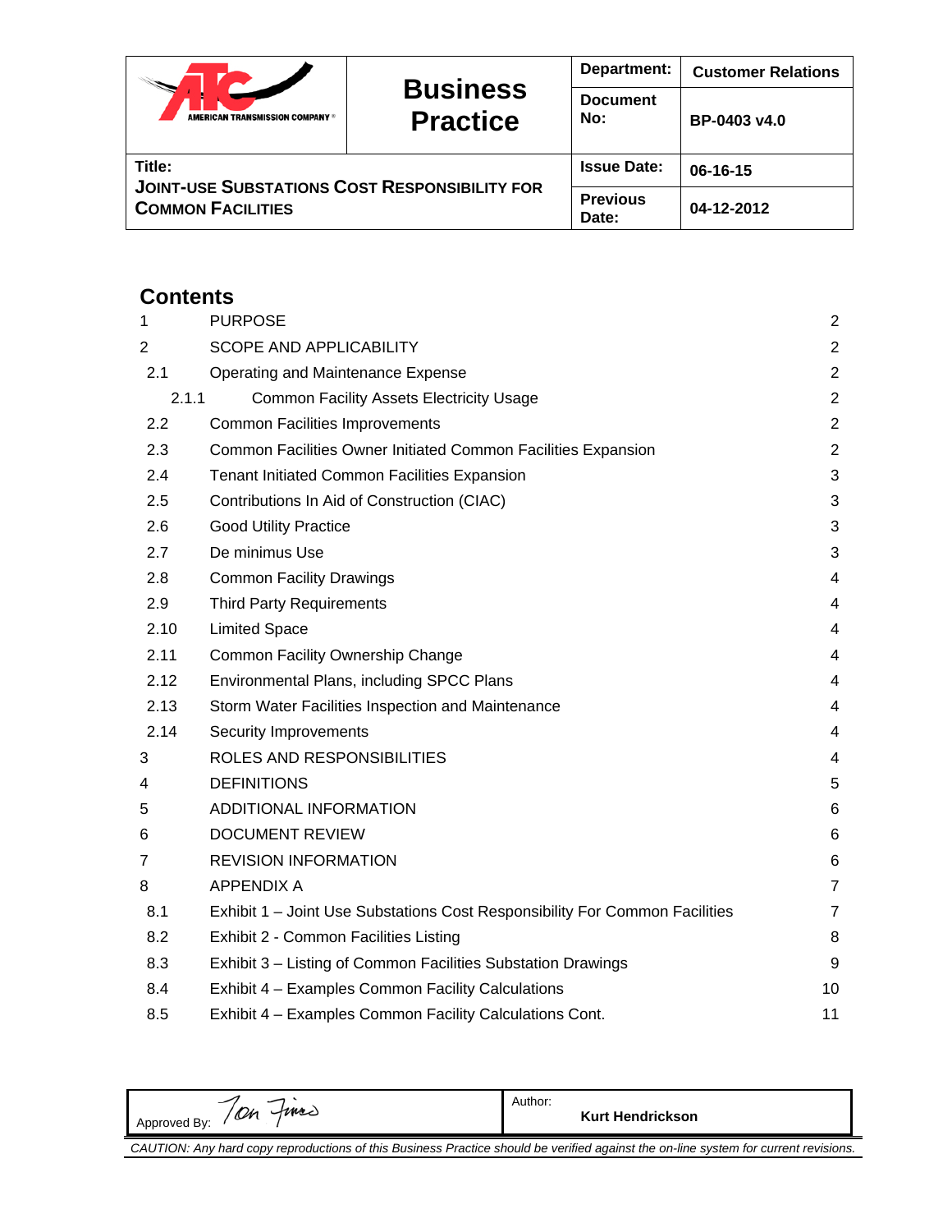| AMERICAN TRANSMISSION COMPANY® | **Business Practice** | **Department:** | **Customer Relations** |
|---|---|---|---|
| | | **Document No:** | **BP-0403 v4.0** |
| **Title:** **JOINT-USE SUBSTATIONS COST RESPONSIBILITY FOR COMMON FACILITIES** | | **Issue Date:** | **06-16-15** |
| | | **Previous Date:** | **04-12-2012** |

## Contents

| | | |
|---|---|---|
| 1 | PURPOSE | 2 |
| 2 | SCOPE AND APPLICABILITY | 2 |
| 2.1 | Operating and Maintenance Expense | 2 |
| 2.1.1 | Common Facility Assets Electricity Usage | 2 |
| 2.2 | Common Facilities Improvements | 2 |
| 2.3 | Common Facilities Owner Initiated Common Facilities Expansion | 2 |
| 2.4 | Tenant Initiated Common Facilities Expansion | 3 |
| 2.5 | Contributions In Aid of Construction (CIAC) | 3 |
| 2.6 | Good Utility Practice | 3 |
| 2.7 | De minimus Use | 3 |
| 2.8 | Common Facility Drawings | 4 |
| 2.9 | Third Party Requirements | 4 |
| 2.10 | Limited Space | 4 |
| 2.11 | Common Facility Ownership Change | 4 |
| 2.12 | Environmental Plans, including SPCC Plans | 4 |
| 2.13 | Storm Water Facilities Inspection and Maintenance | 4 |
| 2.14 | Security Improvements | 4 |
| 3 | ROLES AND RESPONSIBILITIES | 4 |
| 4 | DEFINITIONS | 5 |
| 5 | ADDITIONAL INFORMATION | 6 |
| 6 | DOCUMENT REVIEW | 6 |
| 7 | REVISION INFORMATION | 6 |
| 8 | APPENDIX A | 7 |
| 8.1 | Exhibit 1 – Joint Use Substations Cost Responsibility For Common Facilities | 7 |
| 8.2 | Exhibit 2 - Common Facilities Listing | 8 |
| 8.3 | Exhibit 3 – Listing of Common Facilities Substation Drawings | 9 |
| 8.4 | Exhibit 4 – Examples Common Facility Calculations | 10 |
| 8.5 | Exhibit 4 – Examples Common Facility Calculations Cont. | 11 |

| Approved By: Tom Finco | Author: **Kurt Hendrickson** |
|---|---|

*CAUTION: Any hard copy reproductions of this Business Practice should be verified against the on-line system for current revisions.*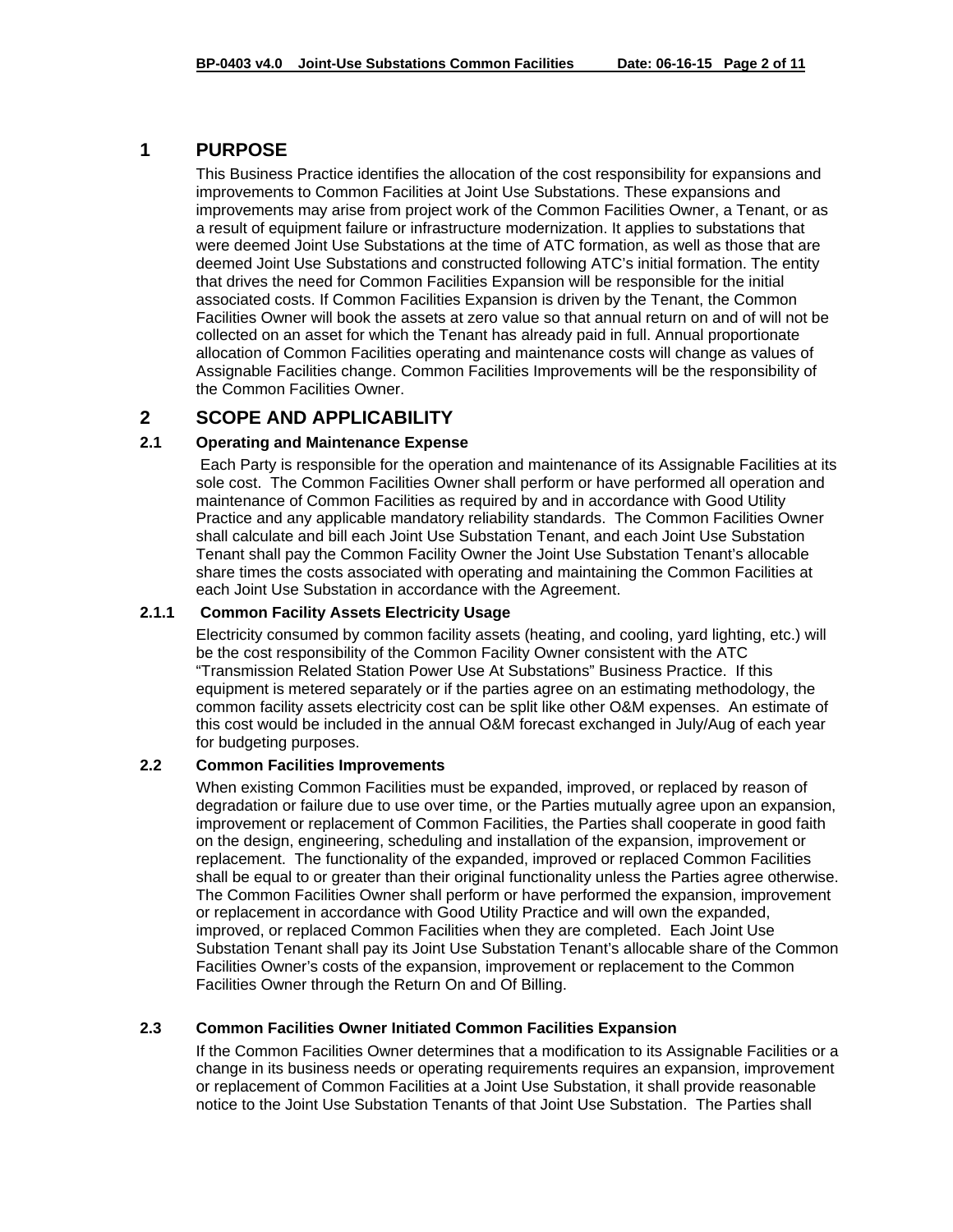# 1 PURPOSE

This Business Practice identifies the allocation of the cost responsibility for expansions and improvements to Common Facilities at Joint Use Substations. These expansions and improvements may arise from project work of the Common Facilities Owner, a Tenant, or as a result of equipment failure or infrastructure modernization. It applies to substations that were deemed Joint Use Substations at the time of ATC formation, as well as those that are deemed Joint Use Substations and constructed following ATC's initial formation. The entity that drives the need for Common Facilities Expansion will be responsible for the initial associated costs. If Common Facilities Expansion is driven by the Tenant, the Common Facilities Owner will book the assets at zero value so that annual return on and of will not be collected on an asset for which the Tenant has already paid in full. Annual proportionate allocation of Common Facilities operating and maintenance costs will change as values of Assignable Facilities change. Common Facilities Improvements will be the responsibility of the Common Facilities Owner.

# 2 SCOPE AND APPLICABILITY

## 2.1 Operating and Maintenance Expense

Each Party is responsible for the operation and maintenance of its Assignable Facilities at its sole cost. The Common Facilities Owner shall perform or have performed all operation and maintenance of Common Facilities as required by and in accordance with Good Utility Practice and any applicable mandatory reliability standards. The Common Facilities Owner shall calculate and bill each Joint Use Substation Tenant, and each Joint Use Substation Tenant shall pay the Common Facility Owner the Joint Use Substation Tenant's allocable share times the costs associated with operating and maintaining the Common Facilities at each Joint Use Substation in accordance with the Agreement.

### 2.1.1 Common Facility Assets Electricity Usage

Electricity consumed by common facility assets (heating, and cooling, yard lighting, etc.) will be the cost responsibility of the Common Facility Owner consistent with the ATC "Transmission Related Station Power Use At Substations" Business Practice. If this equipment is metered separately or if the parties agree on an estimating methodology, the common facility assets electricity cost can be split like other O&M expenses. An estimate of this cost would be included in the annual O&M forecast exchanged in July/Aug of each year for budgeting purposes.

## 2.2 Common Facilities Improvements

When existing Common Facilities must be expanded, improved, or replaced by reason of degradation or failure due to use over time, or the Parties mutually agree upon an expansion, improvement or replacement of Common Facilities, the Parties shall cooperate in good faith on the design, engineering, scheduling and installation of the expansion, improvement or replacement. The functionality of the expanded, improved or replaced Common Facilities shall be equal to or greater than their original functionality unless the Parties agree otherwise. The Common Facilities Owner shall perform or have performed the expansion, improvement or replacement in accordance with Good Utility Practice and will own the expanded, improved, or replaced Common Facilities when they are completed. Each Joint Use Substation Tenant shall pay its Joint Use Substation Tenant's allocable share of the Common Facilities Owner's costs of the expansion, improvement or replacement to the Common Facilities Owner through the Return On and Of Billing.

## 2.3 Common Facilities Owner Initiated Common Facilities Expansion

If the Common Facilities Owner determines that a modification to its Assignable Facilities or a change in its business needs or operating requirements requires an expansion, improvement or replacement of Common Facilities at a Joint Use Substation, it shall provide reasonable notice to the Joint Use Substation Tenants of that Joint Use Substation. The Parties shall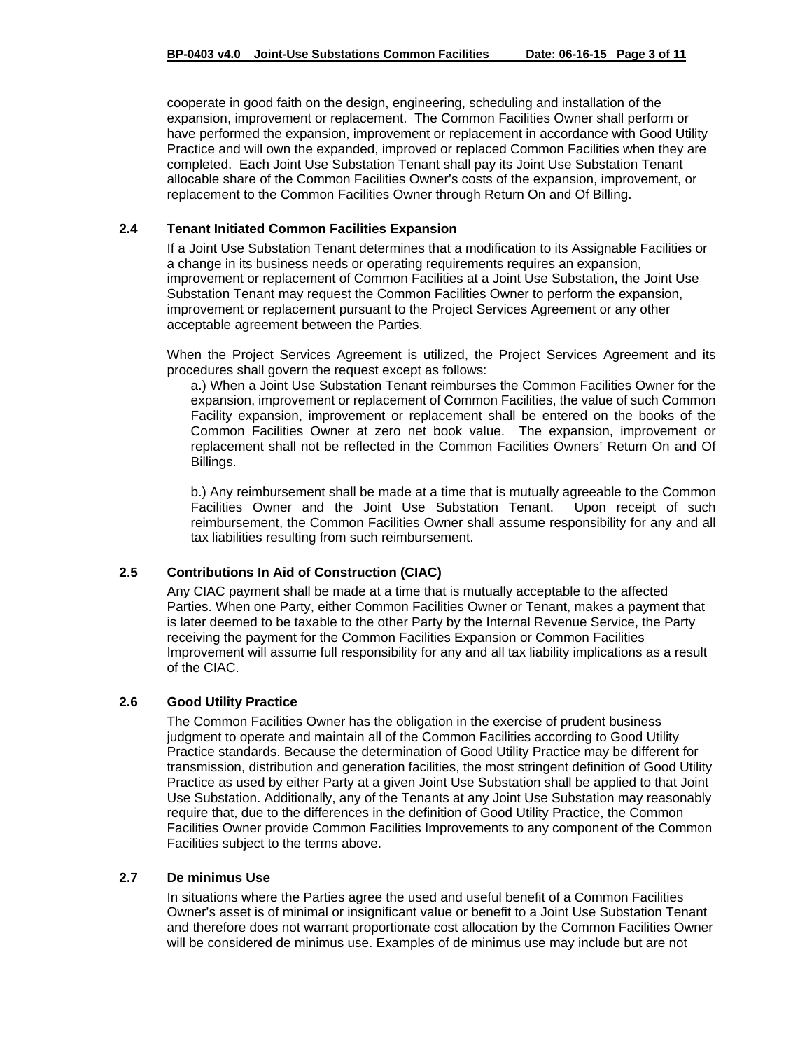cooperate in good faith on the design, engineering, scheduling and installation of the expansion, improvement or replacement. The Common Facilities Owner shall perform or have performed the expansion, improvement or replacement in accordance with Good Utility Practice and will own the expanded, improved or replaced Common Facilities when they are completed. Each Joint Use Substation Tenant shall pay its Joint Use Substation Tenant allocable share of the Common Facilities Owner's costs of the expansion, improvement, or replacement to the Common Facilities Owner through Return On and Of Billing.

### 2.4 Tenant Initiated Common Facilities Expansion

If a Joint Use Substation Tenant determines that a modification to its Assignable Facilities or a change in its business needs or operating requirements requires an expansion, improvement or replacement of Common Facilities at a Joint Use Substation, the Joint Use Substation Tenant may request the Common Facilities Owner to perform the expansion, improvement or replacement pursuant to the Project Services Agreement or any other acceptable agreement between the Parties.

When the Project Services Agreement is utilized, the Project Services Agreement and its procedures shall govern the request except as follows:

a.) When a Joint Use Substation Tenant reimburses the Common Facilities Owner for the expansion, improvement or replacement of Common Facilities, the value of such Common Facility expansion, improvement or replacement shall be entered on the books of the Common Facilities Owner at zero net book value. The expansion, improvement or replacement shall not be reflected in the Common Facilities Owners' Return On and Of Billings.

b.) Any reimbursement shall be made at a time that is mutually agreeable to the Common Facilities Owner and the Joint Use Substation Tenant. Upon receipt of such reimbursement, the Common Facilities Owner shall assume responsibility for any and all tax liabilities resulting from such reimbursement.

### 2.5 Contributions In Aid of Construction (CIAC)

Any CIAC payment shall be made at a time that is mutually acceptable to the affected Parties. When one Party, either Common Facilities Owner or Tenant, makes a payment that is later deemed to be taxable to the other Party by the Internal Revenue Service, the Party receiving the payment for the Common Facilities Expansion or Common Facilities Improvement will assume full responsibility for any and all tax liability implications as a result of the CIAC.

### 2.6 Good Utility Practice

The Common Facilities Owner has the obligation in the exercise of prudent business judgment to operate and maintain all of the Common Facilities according to Good Utility Practice standards. Because the determination of Good Utility Practice may be different for transmission, distribution and generation facilities, the most stringent definition of Good Utility Practice as used by either Party at a given Joint Use Substation shall be applied to that Joint Use Substation. Additionally, any of the Tenants at any Joint Use Substation may reasonably require that, due to the differences in the definition of Good Utility Practice, the Common Facilities Owner provide Common Facilities Improvements to any component of the Common Facilities subject to the terms above.

### 2.7 De minimus Use

In situations where the Parties agree the used and useful benefit of a Common Facilities Owner's asset is of minimal or insignificant value or benefit to a Joint Use Substation Tenant and therefore does not warrant proportionate cost allocation by the Common Facilities Owner will be considered de minimus use. Examples of de minimus use may include but are not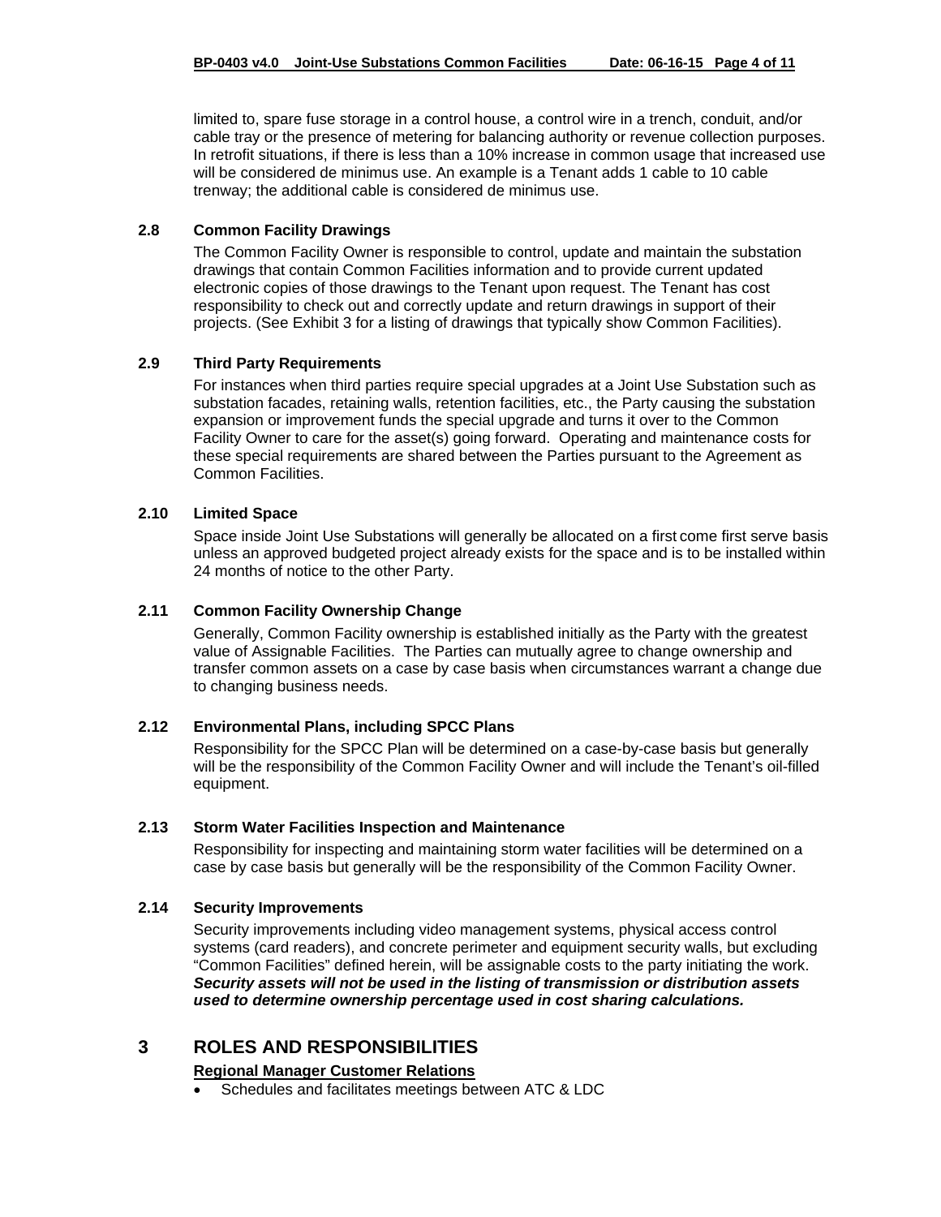limited to, spare fuse storage in a control house, a control wire in a trench, conduit, and/or cable tray or the presence of metering for balancing authority or revenue collection purposes. In retrofit situations, if there is less than a 10% increase in common usage that increased use will be considered de minimus use. An example is a Tenant adds 1 cable to 10 cable trenway; the additional cable is considered de minimus use.

### 2.8 Common Facility Drawings

The Common Facility Owner is responsible to control, update and maintain the substation drawings that contain Common Facilities information and to provide current updated electronic copies of those drawings to the Tenant upon request. The Tenant has cost responsibility to check out and correctly update and return drawings in support of their projects. (See Exhibit 3 for a listing of drawings that typically show Common Facilities).

### 2.9 Third Party Requirements

For instances when third parties require special upgrades at a Joint Use Substation such as substation facades, retaining walls, retention facilities, etc., the Party causing the substation expansion or improvement funds the special upgrade and turns it over to the Common Facility Owner to care for the asset(s) going forward. Operating and maintenance costs for these special requirements are shared between the Parties pursuant to the Agreement as Common Facilities.

### 2.10 Limited Space

Space inside Joint Use Substations will generally be allocated on a first come first serve basis unless an approved budgeted project already exists for the space and is to be installed within 24 months of notice to the other Party.

### 2.11 Common Facility Ownership Change

Generally, Common Facility ownership is established initially as the Party with the greatest value of Assignable Facilities. The Parties can mutually agree to change ownership and transfer common assets on a case by case basis when circumstances warrant a change due to changing business needs.

### 2.12 Environmental Plans, including SPCC Plans

Responsibility for the SPCC Plan will be determined on a case-by-case basis but generally will be the responsibility of the Common Facility Owner and will include the Tenant's oil-filled equipment.

### 2.13 Storm Water Facilities Inspection and Maintenance

Responsibility for inspecting and maintaining storm water facilities will be determined on a case by case basis but generally will be the responsibility of the Common Facility Owner.

### 2.14 Security Improvements

Security improvements including video management systems, physical access control systems (card readers), and concrete perimeter and equipment security walls, but excluding "Common Facilities" defined herein, will be assignable costs to the party initiating the work. ***Security assets will not be used in the listing of transmission or distribution assets used to determine ownership percentage used in cost sharing calculations.***

## 3 ROLES AND RESPONSIBILITIES

**Regional Manager Customer Relations**

- Schedules and facilitates meetings between ATC & LDC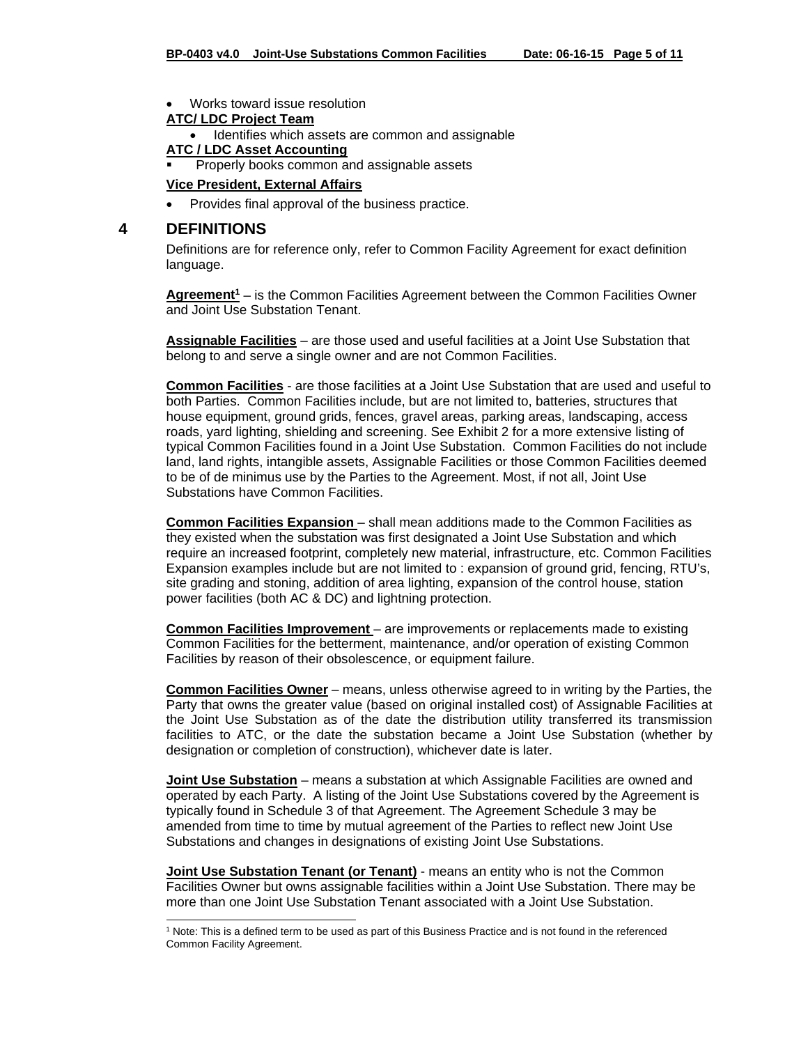- Works toward issue resolution

**ATC/ LDC Project Team**

- Identifies which assets are common and assignable

**ATC / LDC Asset Accounting**

- Properly books common and assignable assets

**Vice President, External Affairs**

- Provides final approval of the business practice.

## 4 DEFINITIONS

Definitions are for reference only, refer to Common Facility Agreement for exact definition language.

**Agreement**[1] – is the Common Facilities Agreement between the Common Facilities Owner and Joint Use Substation Tenant.

**Assignable Facilities** – are those used and useful facilities at a Joint Use Substation that belong to and serve a single owner and are not Common Facilities.

**Common Facilities** - are those facilities at a Joint Use Substation that are used and useful to both Parties. Common Facilities include, but are not limited to, batteries, structures that house equipment, ground grids, fences, gravel areas, parking areas, landscaping, access roads, yard lighting, shielding and screening. See Exhibit 2 for a more extensive listing of typical Common Facilities found in a Joint Use Substation. Common Facilities do not include land, land rights, intangible assets, Assignable Facilities or those Common Facilities deemed to be of de minimus use by the Parties to the Agreement. Most, if not all, Joint Use Substations have Common Facilities.

**Common Facilities Expansion** – shall mean additions made to the Common Facilities as they existed when the substation was first designated a Joint Use Substation and which require an increased footprint, completely new material, infrastructure, etc. Common Facilities Expansion examples include but are not limited to : expansion of ground grid, fencing, RTU's, site grading and stoning, addition of area lighting, expansion of the control house, station power facilities (both AC & DC) and lightning protection.

**Common Facilities Improvement** – are improvements or replacements made to existing Common Facilities for the betterment, maintenance, and/or operation of existing Common Facilities by reason of their obsolescence, or equipment failure.

**Common Facilities Owner** – means, unless otherwise agreed to in writing by the Parties, the Party that owns the greater value (based on original installed cost) of Assignable Facilities at the Joint Use Substation as of the date the distribution utility transferred its transmission facilities to ATC, or the date the substation became a Joint Use Substation (whether by designation or completion of construction), whichever date is later.

**Joint Use Substation** – means a substation at which Assignable Facilities are owned and operated by each Party. A listing of the Joint Use Substations covered by the Agreement is typically found in Schedule 3 of that Agreement. The Agreement Schedule 3 may be amended from time to time by mutual agreement of the Parties to reflect new Joint Use Substations and changes in designations of existing Joint Use Substations.

**Joint Use Substation Tenant (or Tenant)** - means an entity who is not the Common Facilities Owner but owns assignable facilities within a Joint Use Substation. There may be more than one Joint Use Substation Tenant associated with a Joint Use Substation.

[1] Note: This is a defined term to be used as part of this Business Practice and is not found in the referenced Common Facility Agreement.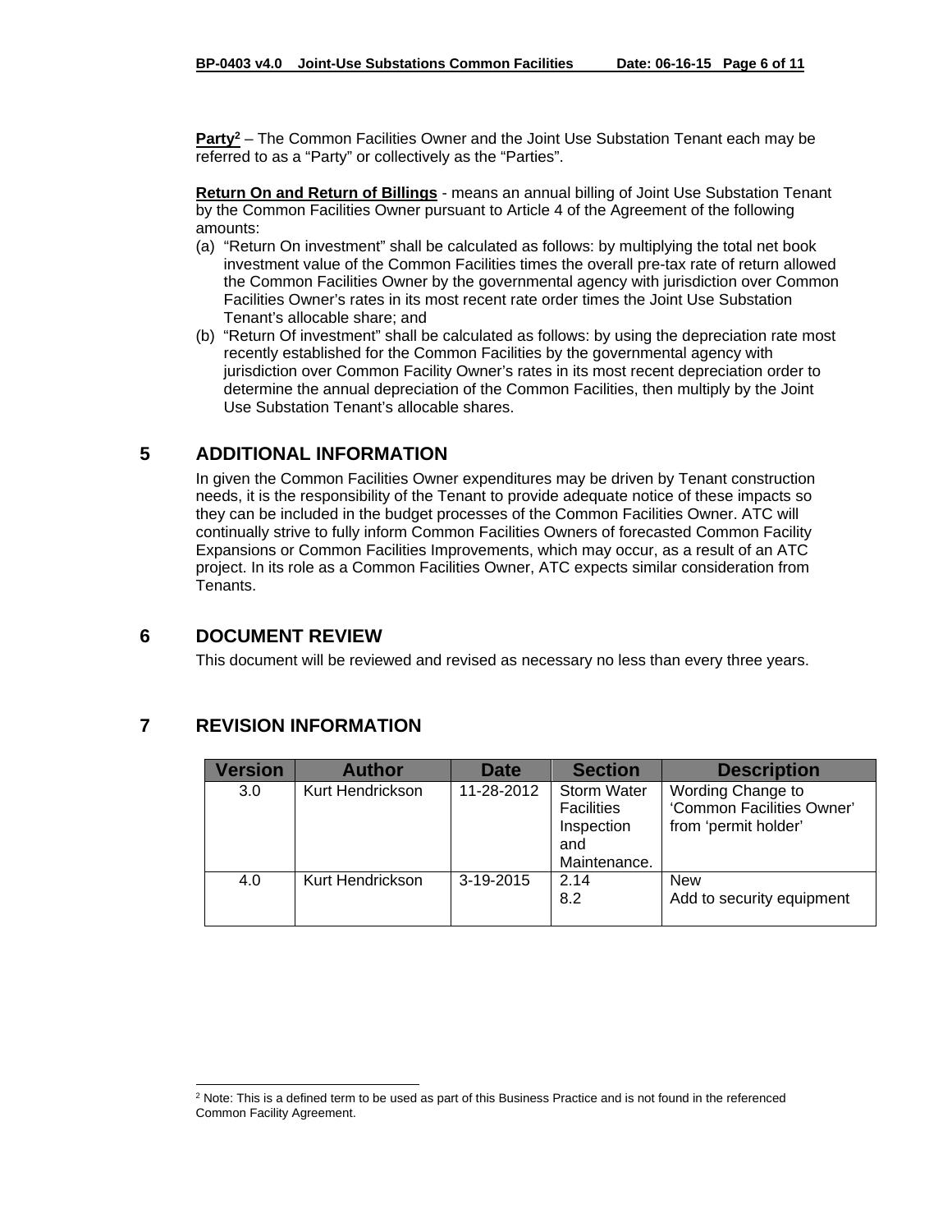**Party**[2] – The Common Facilities Owner and the Joint Use Substation Tenant each may be referred to as a "Party" or collectively as the "Parties".

**Return On and Return of Billings** - means an annual billing of Joint Use Substation Tenant by the Common Facilities Owner pursuant to Article 4 of the Agreement of the following amounts:

(a) "Return On investment" shall be calculated as follows: by multiplying the total net book investment value of the Common Facilities times the overall pre-tax rate of return allowed the Common Facilities Owner by the governmental agency with jurisdiction over Common Facilities Owner's rates in its most recent rate order times the Joint Use Substation Tenant's allocable share; and

(b) "Return Of investment" shall be calculated as follows: by using the depreciation rate most recently established for the Common Facilities by the governmental agency with jurisdiction over Common Facility Owner's rates in its most recent depreciation order to determine the annual depreciation of the Common Facilities, then multiply by the Joint Use Substation Tenant's allocable shares.

# 5 ADDITIONAL INFORMATION

In given the Common Facilities Owner expenditures may be driven by Tenant construction needs, it is the responsibility of the Tenant to provide adequate notice of these impacts so they can be included in the budget processes of the Common Facilities Owner. ATC will continually strive to fully inform Common Facilities Owners of forecasted Common Facility Expansions or Common Facilities Improvements, which may occur, as a result of an ATC project. In its role as a Common Facilities Owner, ATC expects similar consideration from Tenants.

# 6 DOCUMENT REVIEW

This document will be reviewed and revised as necessary no less than every three years.

# 7 REVISION INFORMATION

| Version | Author | Date | Section | Description |
|---|---|---|---|---|
| 3.0 | Kurt Hendrickson | 11-28-2012 | Storm Water Facilities Inspection and Maintenance. | Wording Change to 'Common Facilities Owner' from 'permit holder' |
| 4.0 | Kurt Hendrickson | 3-19-2015 | 2.14<br>8.2 | New<br>Add to security equipment |

[2] Note: This is a defined term to be used as part of this Business Practice and is not found in the referenced Common Facility Agreement.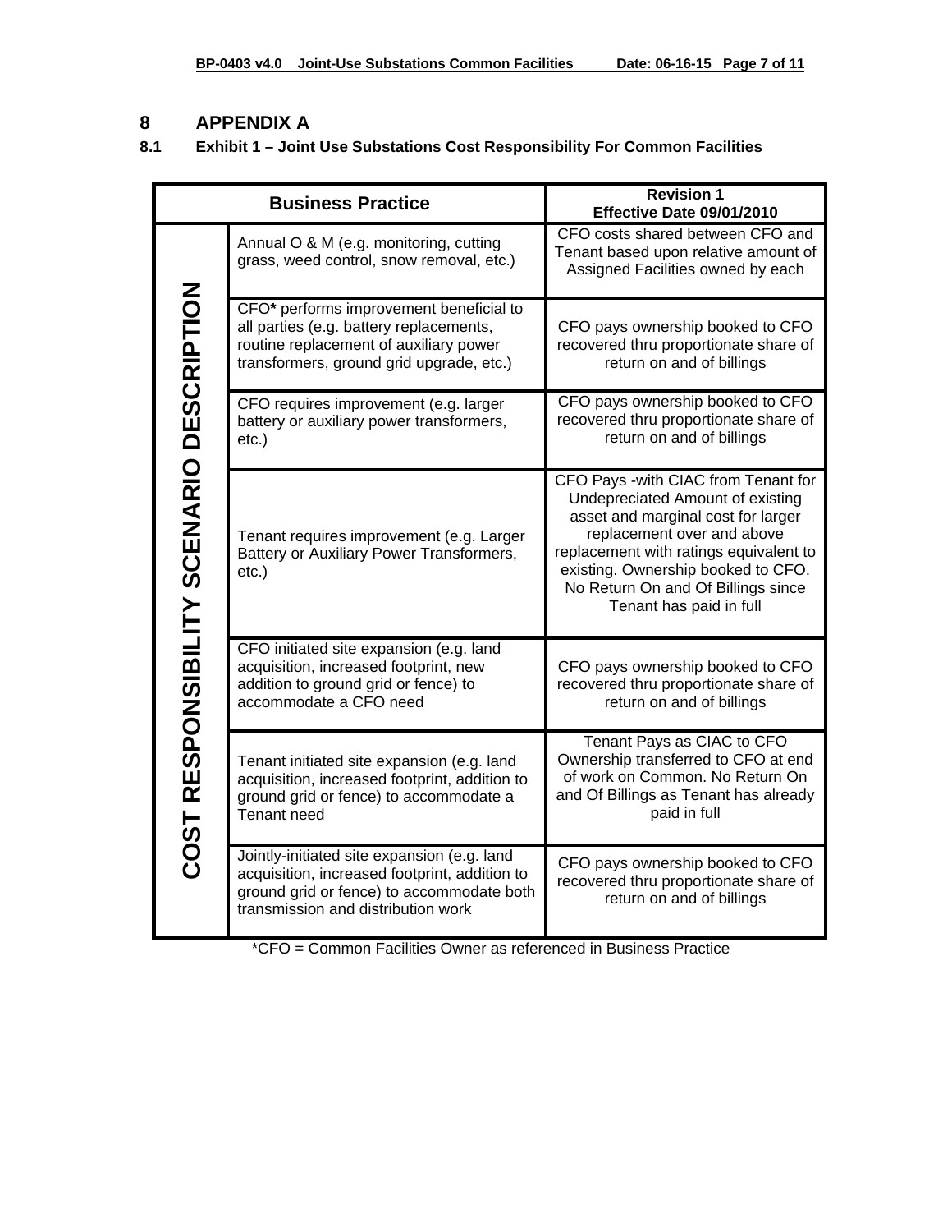# 8 APPENDIX A

## 8.1 Exhibit 1 – Joint Use Substations Cost Responsibility For Common Facilities

| | Business Practice | Revision 1 Effective Date 09/01/2010 |
|---|---|---|
| COST RESPONSIBILITY SCENARIO DESCRIPTION | Annual O & M (e.g. monitoring, cutting grass, weed control, snow removal, etc.) | CFO costs shared between CFO and Tenant based upon relative amount of Assigned Facilities owned by each |
| | CFO* performs improvement beneficial to all parties (e.g. battery replacements, routine replacement of auxiliary power transformers, ground grid upgrade, etc.) | CFO pays ownership booked to CFO recovered thru proportionate share of return on and of billings |
| | CFO requires improvement (e.g. larger battery or auxiliary power transformers, etc.) | CFO pays ownership booked to CFO recovered thru proportionate share of return on and of billings |
| | Tenant requires improvement (e.g. Larger Battery or Auxiliary Power Transformers, etc.) | CFO Pays -with CIAC from Tenant for Undepreciated Amount of existing asset and marginal cost for larger replacement over and above replacement with ratings equivalent to existing. Ownership booked to CFO. No Return On and Of Billings since Tenant has paid in full |
| | CFO initiated site expansion (e.g. land acquisition, increased footprint, new addition to ground grid or fence) to accommodate a CFO need | CFO pays ownership booked to CFO recovered thru proportionate share of return on and of billings |
| | Tenant initiated site expansion (e.g. land acquisition, increased footprint, addition to ground grid or fence) to accommodate a Tenant need | Tenant Pays as CIAC to CFO Ownership transferred to CFO at end of work on Common. No Return On and Of Billings as Tenant has already paid in full |
| | Jointly-initiated site expansion (e.g. land acquisition, increased footprint, addition to ground grid or fence) to accommodate both transmission and distribution work | CFO pays ownership booked to CFO recovered thru proportionate share of return on and of billings |

*CFO = Common Facilities Owner as referenced in Business Practice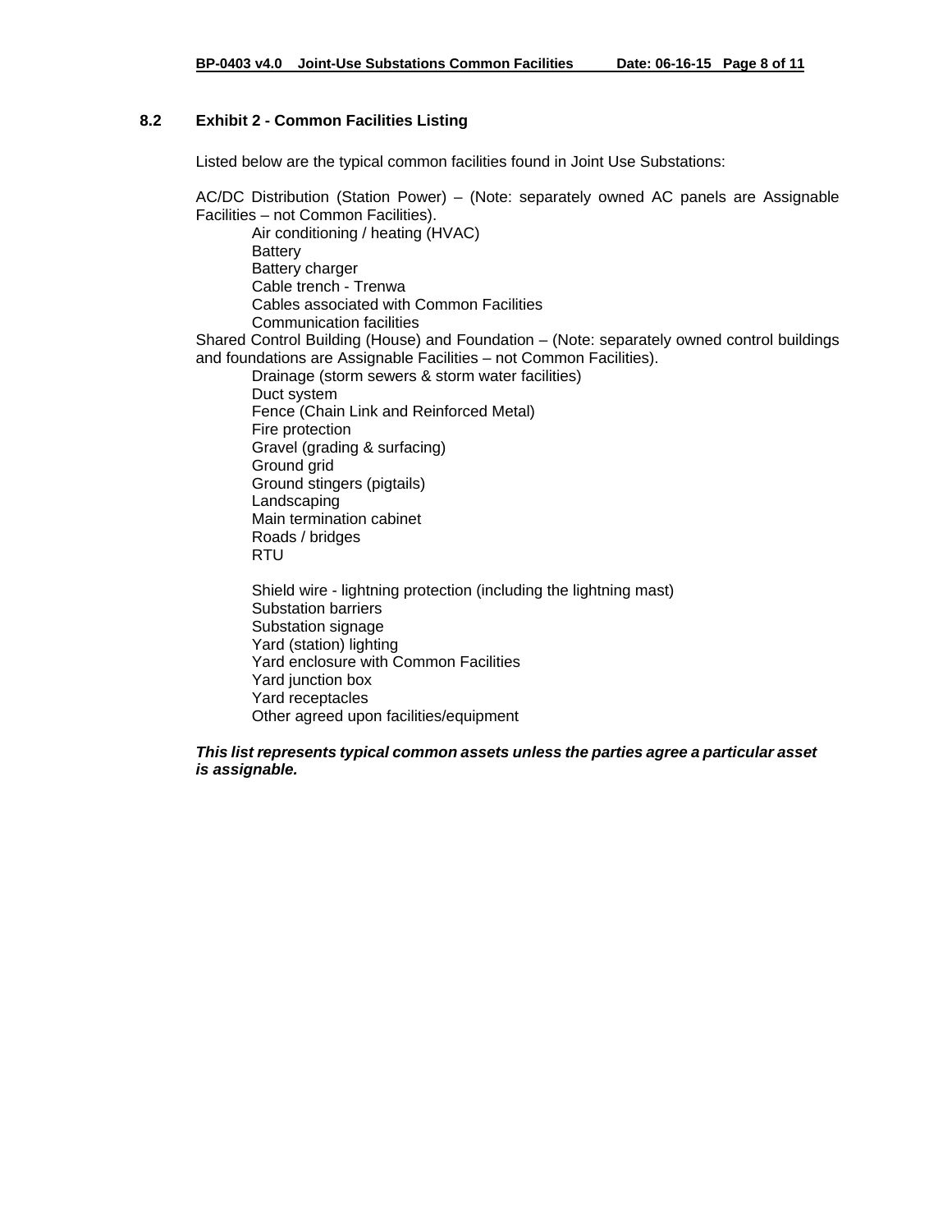## 8.2 Exhibit 2 - Common Facilities Listing

Listed below are the typical common facilities found in Joint Use Substations:

AC/DC Distribution (Station Power) – (Note: separately owned AC panels are Assignable Facilities – not Common Facilities).

- Air conditioning / heating (HVAC)
- Battery
- Battery charger
- Cable trench - Trenwa
- Cables associated with Common Facilities
- Communication facilities

Shared Control Building (House) and Foundation – (Note: separately owned control buildings and foundations are Assignable Facilities – not Common Facilities).

- Drainage (storm sewers & storm water facilities)
- Duct system
- Fence (Chain Link and Reinforced Metal)
- Fire protection
- Gravel (grading & surfacing)
- Ground grid
- Ground stingers (pigtails)
- Landscaping
- Main termination cabinet
- Roads / bridges
- RTU

- Shield wire - lightning protection (including the lightning mast)
- Substation barriers
- Substation signage
- Yard (station) lighting
- Yard enclosure with Common Facilities
- Yard junction box
- Yard receptacles
- Other agreed upon facilities/equipment

***This list represents typical common assets unless the parties agree a particular asset is assignable.***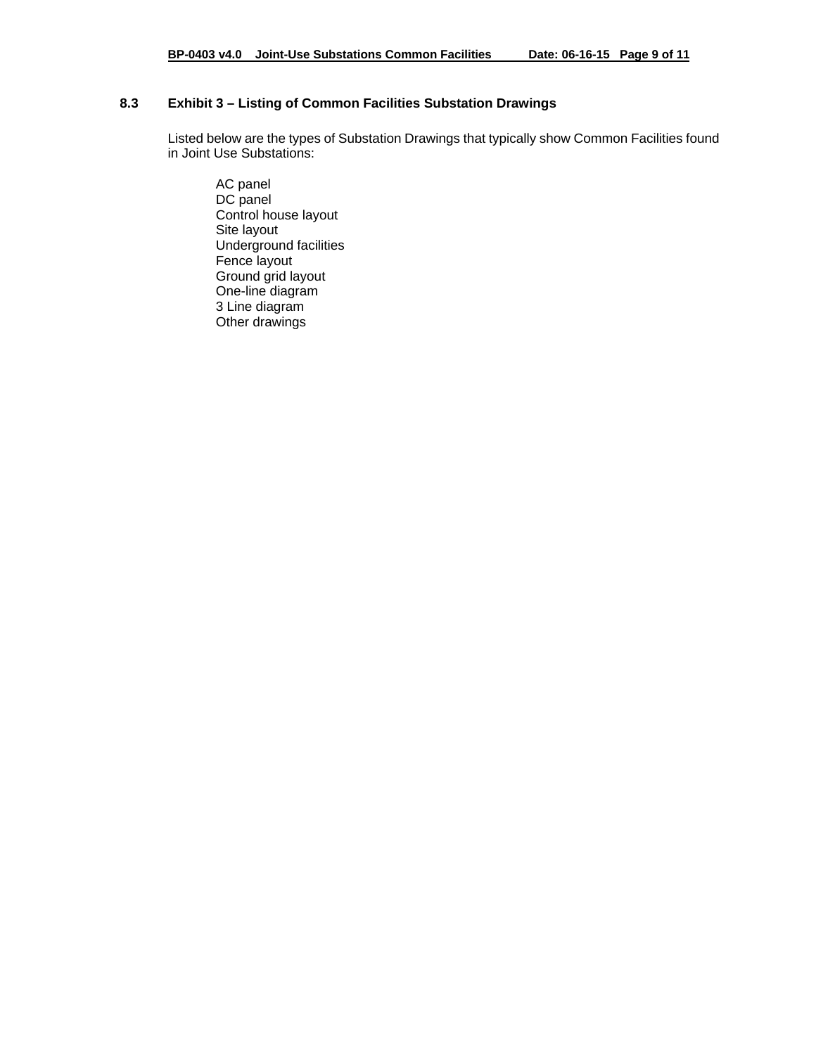### 8.3 Exhibit 3 – Listing of Common Facilities Substation Drawings

Listed below are the types of Substation Drawings that typically show Common Facilities found in Joint Use Substations:

- AC panel
- DC panel
- Control house layout
- Site layout
- Underground facilities
- Fence layout
- Ground grid layout
- One-line diagram
- 3 Line diagram
- Other drawings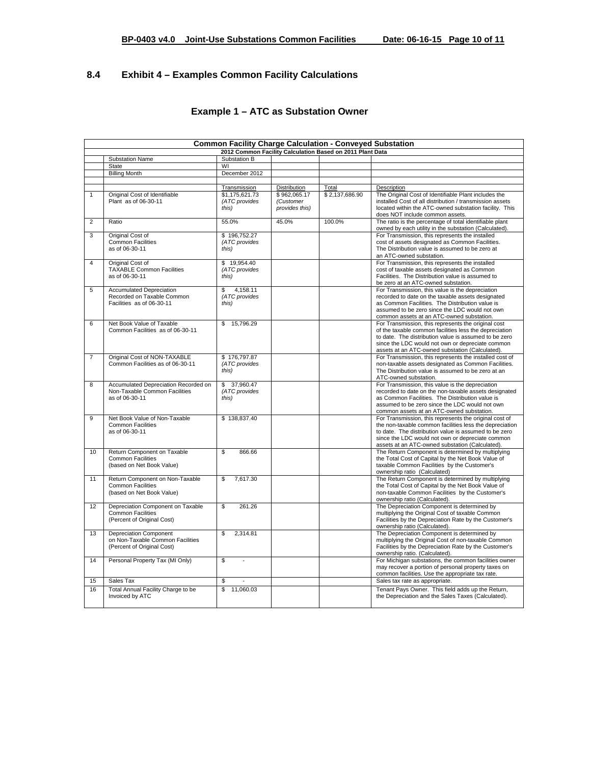## 8.4 Exhibit 4 – Examples Common Facility Calculations

### Example 1 – ATC as Substation Owner

| | **Common Facility Charge Calculation - Conveyed Substation** | | | | |
|---|---|---|---|---|---|
| | **2012 Common Facility Calculation Based on 2011 Plant Data** | | | | |
| | Substation Name | Substation B | | | |
| | State | WI | | | |
| | Billing Month | December 2012 | | | |
| | | | | | |
| | | Transmission | Distribution | Total | Description |
| 1 | Original Cost of Identifiable Plant as of 06-30-11 | $1,175,621.73 *(ATC provides this)* | $ 962,065.17 *(Customer provides this)* | $ 2,137,686.90 | The Original Cost of Identifiable Plant includes the installed Cost of all distribution / transmission assets located within the ATC-owned substation facility. This does NOT include common assets. |
| 2 | Ratio | 55.0% | 45.0% | 100.0% | The ratio is the percentage of total identifiable plant owned by each utility in the substation (Calculated). |
| 3 | Original Cost of Common Facilities as of 06-30-11 | $ 196,752.27 *(ATC provides this)* | | | For Transmission, this represents the installed cost of assets designated as Common Facilities. The Distribution value is assumed to be zero at an ATC-owned substation. |
| 4 | Original Cost of TAXABLE Common Facilities as of 06-30-11 | $ 19,954.40 *(ATC provides this)* | | | For Transmission, this represents the installed cost of taxable assets designated as Common Facilities. The Distribution value is assumed to be zero at an ATC-owned substation. |
| 5 | Accumulated Depreciation Recorded on Taxable Common Facilities as of 06-30-11 | $ 4,158.11 *(ATC provides this)* | | | For Transmission, this value is the depreciation recorded to date on the taxable assets designated as Common Facilities. The Distribution value is assumed to be zero since the LDC would not own common assets at an ATC-owned substation. |
| 6 | Net Book Value of Taxable Common Facilities as of 06-30-11 | $ 15,796.29 | | | For Transmission, this represents the original cost of the taxable common facilities less the depreciation to date. The distribution value is assumed to be zero since the LDC would not own or depreciate common assets at an ATC-owned substation (Calculated). |
| 7 | Original Cost of NON-TAXABLE Common Facilities as of 06-30-11 | $ 176,797.87 *(ATC provides this)* | | | For Transmission, this represents the installed cost of non-taxable assets designated as Common Facilities. The Distribution value is assumed to be zero at an ATC-owned substation. |
| 8 | Accumulated Depreciation Recorded on Non-Taxable Common Facilities as of 06-30-11 | $ 37,960.47 *(ATC provides this)* | | | For Transmission, this value is the depreciation recorded to date on the non-taxable assets designated as Common Facilities. The Distribution value is assumed to be zero since the LDC would not own common assets at an ATC-owned substation. |
| 9 | Net Book Value of Non-Taxable Common Facilities as of 06-30-11 | $ 138,837.40 | | | For Transmission, this represents the original cost of the non-taxable common facilities less the depreciation to date. The distribution value is assumed to be zero since the LDC would not own or depreciate common assets at an ATC-owned substation (Calculated). |
| 10 | Return Component on Taxable Common Facilities (based on Net Book Value) | $ 866.66 | | | The Return Component is determined by multiplying the Total Cost of Capital by the Net Book Value of taxable Common Facilities by the Customer's ownership ratio (Calculated) |
| 11 | Return Component on Non-Taxable Common Facilities (based on Net Book Value) | $ 7,617.30 | | | The Return Component is determined by multiplying the Total Cost of Capital by the Net Book Value of non-taxable Common Facilities by the Customer's ownership ratio (Calculated). |
| 12 | Depreciation Component on Taxable Common Facilities (Percent of Original Cost) | $ 261.26 | | | The Depreciation Component is determined by multiplying the Original Cost of taxable Common Facilities by the Depreciation Rate by the Customer's ownership ratio (Calculated). |
| 13 | Depreciation Component on Non-Taxable Common Facilities (Percent of Original Cost) | $ 2,314.81 | | | The Depreciation Component is determined by multiplying the Original Cost of non-taxable Common Facilities by the Depreciation Rate by the Customer's ownership ratio. (Calculated). |
| 14 | Personal Property Tax (MI Only) | $ - | | | For Michigan substations, the common facilities owner may recover a portion of personal property taxes on common facilities. Use the appropriate tax rate. |
| 15 | Sales Tax | $ - | | | Sales tax rate as appropriate. |
| 16 | Total Annual Facility Charge to be Invoiced by ATC | $ 11,060.03 | | | Tenant Pays Owner. This field adds up the Return, the Depreciation and the Sales Taxes (Calculated). |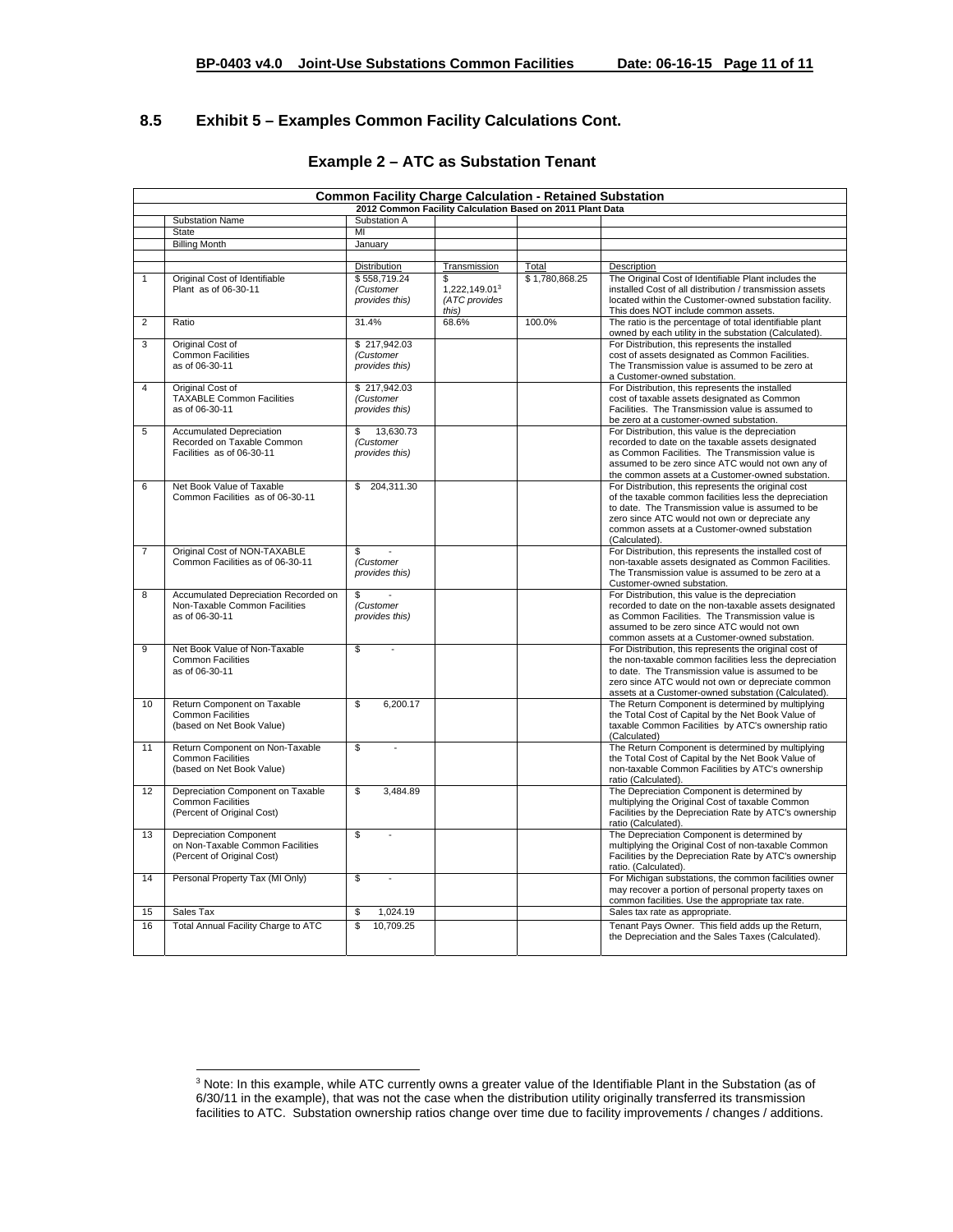## 8.5 Exhibit 5 – Examples Common Facility Calculations Cont.

### Example 2 – ATC as Substation Tenant

| Common Facility Charge Calculation - Retained Substation | | | | | |
|---|---|---|---|---|---|
| 2012 Common Facility Calculation Based on 2011 Plant Data | | | | | |
| | Substation Name | Substation A | | | |
| | State | MI | | | |
| | Billing Month | January | | | |
| | | Distribution | Transmission | Total | Description |
| 1 | Original Cost of Identifiable Plant as of 06-30-11 | $ 558,719.24 *(Customer provides this)* | $ 1,222,149.01[3] *(ATC provides this)* | $ 1,780,868.25 | The Original Cost of Identifiable Plant includes the installed Cost of all distribution / transmission assets located within the Customer-owned substation facility. This does NOT include common assets. |
| 2 | Ratio | 31.4% | 68.6% | 100.0% | The ratio is the percentage of total identifiable plant owned by each utility in the substation (Calculated). |
| 3 | Original Cost of Common Facilities as of 06-30-11 | $ 217,942.03 *(Customer provides this)* | | | For Distribution, this represents the installed cost of assets designated as Common Facilities. The Transmission value is assumed to be zero at a Customer-owned substation. |
| 4 | Original Cost of TAXABLE Common Facilities as of 06-30-11 | $ 217,942.03 *(Customer provides this)* | | | For Distribution, this represents the installed cost of taxable assets designated as Common Facilities. The Transmission value is assumed to be zero at a customer-owned substation. |
| 5 | Accumulated Depreciation Recorded on Taxable Common Facilities as of 06-30-11 | $ 13,630.73 *(Customer provides this)* | | | For Distribution, this value is the depreciation recorded to date on the taxable assets designated as Common Facilities. The Transmission value is assumed to be zero since ATC would not own any of the common assets at a Customer-owned substation. |
| 6 | Net Book Value of Taxable Common Facilities as of 06-30-11 | $ 204,311.30 | | | For Distribution, this represents the original cost of the taxable common facilities less the depreciation to date. The Transmission value is assumed to be zero since ATC would not own or depreciate any common assets at a Customer-owned substation (Calculated). |
| 7 | Original Cost of NON-TAXABLE Common Facilities as of 06-30-11 | $ - *(Customer provides this)* | | | For Distribution, this represents the installed cost of non-taxable assets designated as Common Facilities. The Transmission value is assumed to be zero at a Customer-owned substation. |
| 8 | Accumulated Depreciation Recorded on Non-Taxable Common Facilities as of 06-30-11 | $ - *(Customer provides this)* | | | For Distribution, this value is the depreciation recorded to date on the non-taxable assets designated as Common Facilities. The Transmission value is assumed to be zero since ATC would not own common assets at a Customer-owned substation. |
| 9 | Net Book Value of Non-Taxable Common Facilities as of 06-30-11 | $ - | | | For Distribution, this represents the original cost of the non-taxable common facilities less the depreciation to date. The Transmission value is assumed to be zero since ATC would not own or depreciate common assets at a Customer-owned substation (Calculated). |
| 10 | Return Component on Taxable Common Facilities (based on Net Book Value) | $ 6,200.17 | | | The Return Component is determined by multiplying the Total Cost of Capital by the Net Book Value of taxable Common Facilities by ATC's ownership ratio (Calculated) |
| 11 | Return Component on Non-Taxable Common Facilities (based on Net Book Value) | $ - | | | The Return Component is determined by multiplying the Total Cost of Capital by the Net Book Value of non-taxable Common Facilities by ATC's ownership ratio (Calculated). |
| 12 | Depreciation Component on Taxable Common Facilities (Percent of Original Cost) | $ 3,484.89 | | | The Depreciation Component is determined by multiplying the Original Cost of taxable Common Facilities by the Depreciation Rate by ATC's ownership ratio (Calculated). |
| 13 | Depreciation Component on Non-Taxable Common Facilities (Percent of Original Cost) | $ - | | | The Depreciation Component is determined by multiplying the Original Cost of non-taxable Common Facilities by the Depreciation Rate by ATC's ownership ratio. (Calculated). |
| 14 | Personal Property Tax (MI Only) | $ - | | | For Michigan substations, the common facilities owner may recover a portion of personal property taxes on common facilities. Use the appropriate tax rate. |
| 15 | Sales Tax | $ 1,024.19 | | | Sales tax rate as appropriate. |
| 16 | Total Annual Facility Charge to ATC | $ 10,709.25 | | | Tenant Pays Owner. This field adds up the Return, the Depreciation and the Sales Taxes (Calculated). |

[3] Note: In this example, while ATC currently owns a greater value of the Identifiable Plant in the Substation (as of 6/30/11 in the example), that was not the case when the distribution utility originally transferred its transmission facilities to ATC. Substation ownership ratios change over time due to facility improvements / changes / additions.